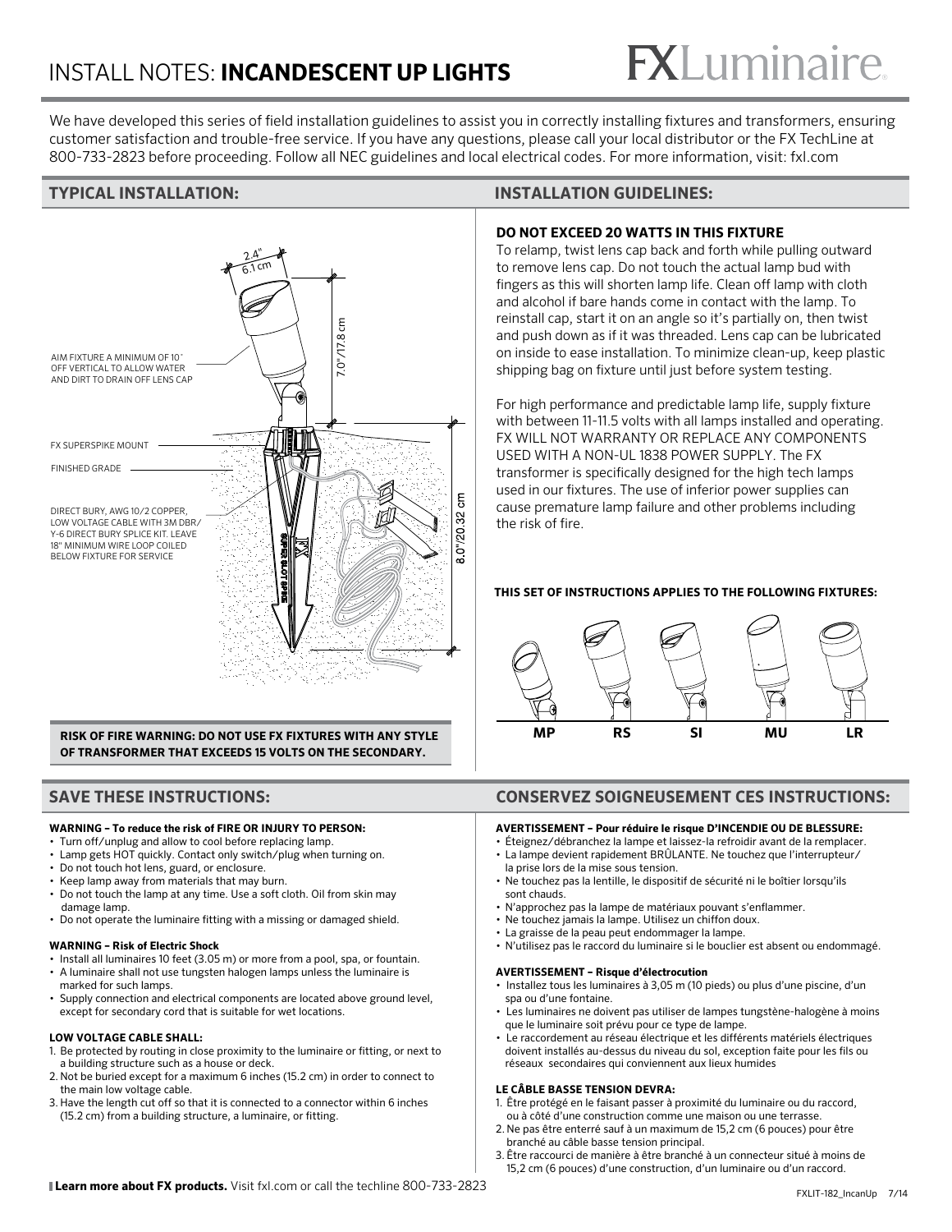# INSTALL NOTES: **INCANDESCENT UP LIGHTS**

FXLuminaire.

We have developed this series of field installation guidelines to assist you in correctly installing fixtures and transformers, ensuring customer satisfaction and trouble-free service. If you have any questions, please call your local distributor or the FX TechLine at 800-733-2823 before proceeding. Follow all NEC guidelines and local electrical codes. For more information, visit: fxl.com

## TYPICAL INSTALLATION:

2.4" / 6.1 cm

7.0"/17.8 cm

8.0"/20.32 cm

AIM FIXTURE A MINIMUM OF 10˚ OFF VERTICAL TO ALLOW WATER AND DIRT TO DRAIN OFF LENS CAP

FX SUPERSPIKE MOUNT

FINISHED GRADE

DIRECT BURY, AWG 10/2 COPPER, LOW VOLTAGE CABLE WITH 3M DBR/ Y-6 DIRECT BURY SPLICE KIT. LEAVE 18" MINIMUM WIRE LOOP COILED BELOW FIXTURE FOR SERVICE

**RISK OF FIRE WARNING: DO NOT USE FX FIXTURES WITH ANY STYLE OF TRANSFORMER THAT EXCEEDS 15 VOLTS ON THE SECONDARY.**

## INSTALLATION GUIDELINES:

**DO NOT EXCEED 20 WATTS IN THIS FIXTURE**

To relamp, twist lens cap back and forth while pulling outward to remove lens cap. Do not touch the actual lamp bud with fingers as this will shorten lamp life. Clean off lamp with cloth and alcohol if bare hands come in contact with the lamp. To reinstall cap, start it on an angle so it's partially on, then twist and push down as if it was threaded. Lens cap can be lubricated on inside to ease installation. To minimize clean-up, keep plastic shipping bag on fixture until just before system testing.

For high performance and predictable lamp life, supply fixture with between 11-11.5 volts with all lamps installed and operating. FX WILL NOT WARRANTY OR REPLACE ANY COMPONENTS USED WITH A NON-UL 1838 POWER SUPPLY. The FX transformer is specifically designed for the high tech lamps used in our fixtures. The use of inferior power supplies can cause premature lamp failure and other problems including the risk of fire.

**THIS SET OF INSTRUCTIONS APPLIES TO THE FOLLOWING FIXTURES:**

**MP RS SI MU LR**

## SAVE THESE INSTRUCTIONS:

**WARNING – To reduce the risk of FIRE OR INJURY TO PERSON:**

- Turn off/unplug and allow to cool before replacing lamp.
- Lamp gets HOT quickly. Contact only switch/plug when turning on.
- Do not touch hot lens, guard, or enclosure.
- Keep lamp away from materials that may burn.
- Do not touch the lamp at any time. Use a soft cloth. Oil from skin may damage lamp.
- Do not operate the luminaire fitting with a missing or damaged shield.

**WARNING – Risk of Electric Shock**

- Install all luminaires 10 feet (3.05 m) or more from a pool, spa, or fountain.
- A luminaire shall not use tungsten halogen lamps unless the luminaire is marked for such lamps.
- Supply connection and electrical components are located above ground level, except for secondary cord that is suitable for wet locations.

**LOW VOLTAGE CABLE SHALL:**

1. Be protected by routing in close proximity to the luminaire or fitting, or next to a building structure such as a house or deck.
2. Not be buried except for a maximum 6 inches (15.2 cm) in order to connect to the main low voltage cable.
3. Have the length cut off so that it is connected to a connector within 6 inches (15.2 cm) from a building structure, a luminaire, or fitting.

## CONSERVEZ SOIGNEUSEMENT CES INSTRUCTIONS:

**AVERTISSEMENT – Pour réduire le risque D'INCENDIE OU DE BLESSURE:**

- Éteignez/débranchez la lampe et laissez-la refroidir avant de la remplacer.
- La lampe devient rapidement BRÛLANTE. Ne touchez que l'interrupteur/ la prise lors de la mise sous tension.
- Ne touchez pas la lentille, le dispositif de sécurité ni le boîtier lorsqu'ils sont chauds.
- N'approchez pas la lampe de matériaux pouvant s'enflammer.
- Ne touchez jamais la lampe. Utilisez un chiffon doux.
- La graisse de la peau peut endommager la lampe.
- N'utilisez pas le raccord du luminaire si le bouclier est absent ou endommagé.

**AVERTISSEMENT – Risque d'électrocution**

- Installez tous les luminaires à 3,05 m (10 pieds) ou plus d'une piscine, d'un spa ou d'une fontaine.
- Les luminaires ne doivent pas utiliser de lampes tungstène-halogène à moins que le luminaire soit prévu pour ce type de lampe.
- Le raccordement au réseau électrique et les différents matériels électriques doivent installés au-dessus du niveau du sol, exception faite pour les fils ou réseaux secondaires qui conviennent aux lieux humides

**LE CÂBLE BASSE TENSION DEVRA:**

1. Être protégé en le faisant passer à proximité du luminaire ou du raccord, ou à côté d'une construction comme une maison ou une terrasse.
2. Ne pas être enterré sauf à un maximum de 15,2 cm (6 pouces) pour être branché au câble basse tension principal.
3. Être raccourci de manière à être branché à un connecteur situé à moins de 15,2 cm (6 pouces) d'une construction, d'un luminaire ou d'un raccord.

**Learn more about FX products.** Visit fxl.com or call the techline 800-733-2823

FXLIT-182_IncanUp 7/14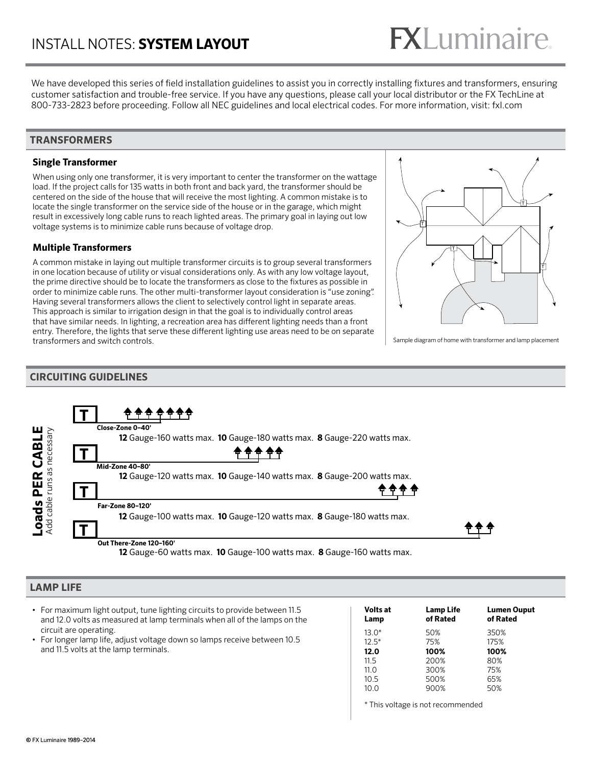# INSTALL NOTES: **SYSTEM LAYOUT**

FXLuminaire

We have developed this series of field installation guidelines to assist you in correctly installing fixtures and transformers, ensuring customer satisfaction and trouble-free service. If you have any questions, please call your local distributor or the FX TechLine at 800-733-2823 before proceeding. Follow all NEC guidelines and local electrical codes. For more information, visit: fxl.com

## TRANSFORMERS

### Single Transformer

When using only one transformer, it is very important to center the transformer on the wattage load. If the project calls for 135 watts in both front and back yard, the transformer should be centered on the side of the house that will receive the most lighting. A common mistake is to locate the single transformer on the service side of the house or in the garage, which might result in excessively long cable runs to reach lighted areas. The primary goal in laying out low voltage systems is to minimize cable runs because of voltage drop.

### Multiple Transformers

A common mistake in laying out multiple transformer circuits is to group several transformers in one location because of utility or visual considerations only. As with any low voltage layout, the prime directive should be to locate the transformers as close to the fixtures as possible in order to minimize cable runs. The other multi-transformer layout consideration is "use zoning". Having several transformers allows the client to selectively control light in separate areas. This approach is similar to irrigation design in that the goal is to individually control areas that have similar needs. In lighting, a recreation area has different lighting needs than a front entry. Therefore, the lights that serve these different lighting use areas need to be on separate transformers and switch controls.

T T T T

Sample diagram of home with transformer and lamp placement

## CIRCUITING GUIDELINES

**Loads PER CABLE**
Add cable runs as necessary

T
**Close-Zone 0–40'**
**12** Gauge-160 watts max. **10** Gauge-180 watts max. **8** Gauge-220 watts max.

T
**Mid-Zone 40–80'**
**12** Gauge-120 watts max. **10** Gauge-140 watts max. **8** Gauge-200 watts max.

T
**Far-Zone 80–120'**
**12** Gauge-100 watts max. **10** Gauge-120 watts max. **8** Gauge-180 watts max.

T
**Out There-Zone 120–160'**
**12** Gauge-60 watts max. **10** Gauge-100 watts max. **8** Gauge-160 watts max.

## LAMP LIFE

- For maximum light output, tune lighting circuits to provide between 11.5 and 12.0 volts as measured at lamp terminals when all of the lamps on the circuit are operating.
- For longer lamp life, adjust voltage down so lamps receive between 10.5 and 11.5 volts at the lamp terminals.

| Volts at Lamp | Lamp Life of Rated | Lumen Ouput of Rated |
|---|---|---|
| 13.0* | 50% | 350% |
| 12.5* | 75% | 175% |
| **12.0** | **100%** | **100%** |
| 11.5 | 200% | 80% |
| 11.0 | 300% | 75% |
| 10.5 | 500% | 65% |
| 10.0 | 900% | 50% |

* This voltage is not recommended

© FX Luminaire 1989–2014